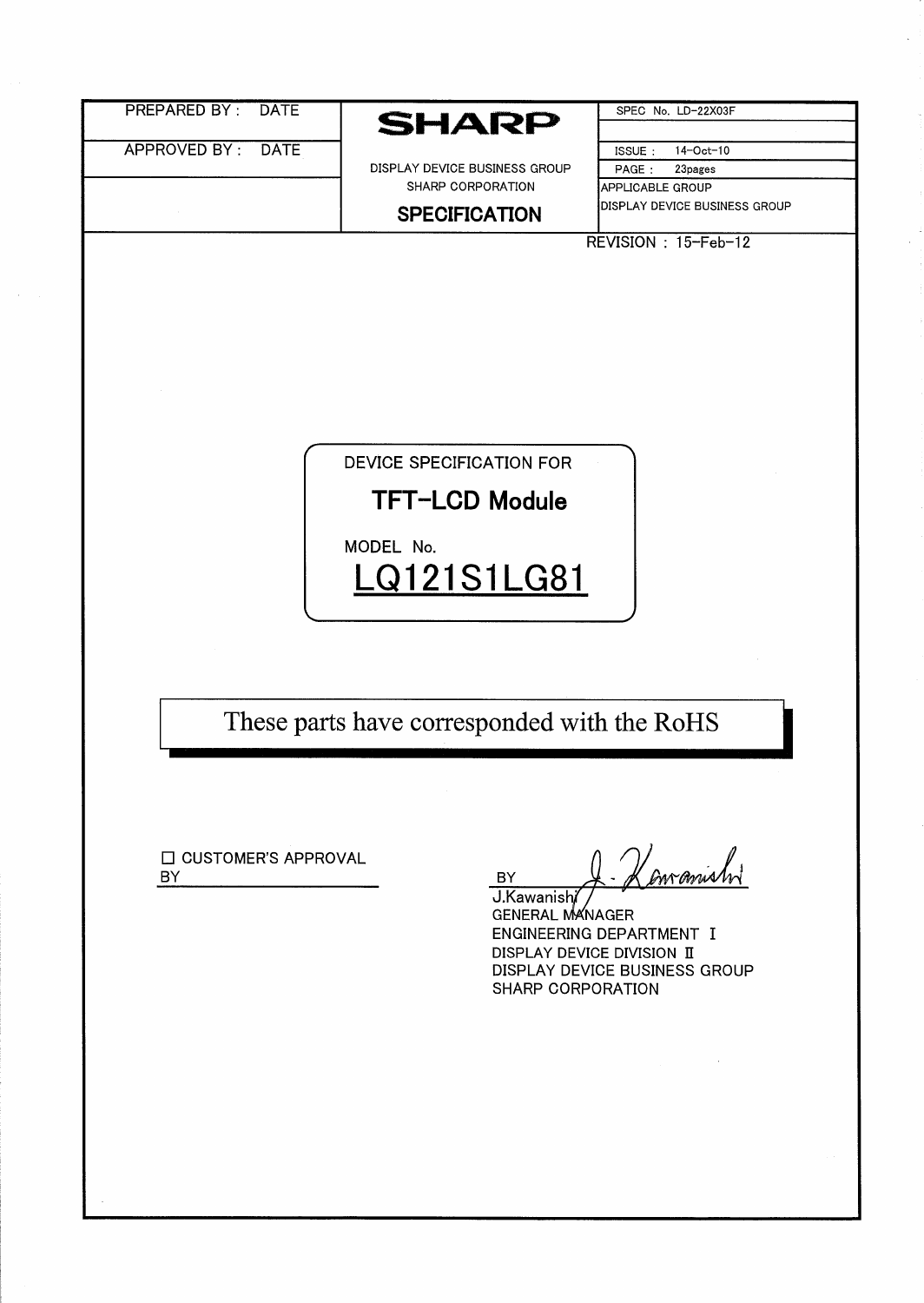| PREPARED BY : DATE | SHARP | SPEC No. LD-22X03F |
|---|---|---|
| APPROVED BY : DATE | | ISSUE : 14-Oct-10 |
| | DISPLAY DEVICE BUSINESS GROUP | PAGE : 23pages |
| | SHARP CORPORATION | APPLICABLE GROUP |
| | **SPECIFICATION** | DISPLAY DEVICE BUSINESS GROUP |

REVISION : 15-Feb-12

DEVICE SPECIFICATION FOR

## TFT-LCD Module

MODEL No.

# LQ121S1LG81

These parts have corresponded with the RoHS

☐ CUSTOMER'S APPROVAL

BY

BY

J.Kawanishi
GENERAL MANAGER
ENGINEERING DEPARTMENT Ⅰ
DISPLAY DEVICE DIVISION Ⅱ
DISPLAY DEVICE BUSINESS GROUP
SHARP CORPORATION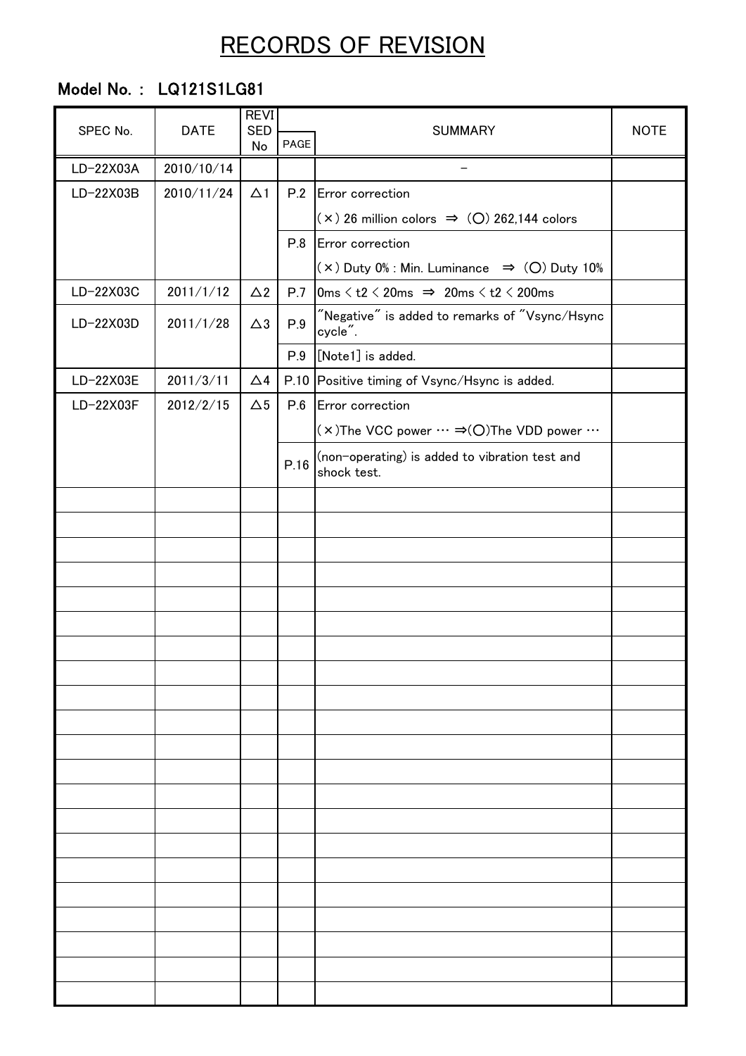# RECORDS OF REVISION

**Model No. : LQ121S1LG81**

| SPEC No. | DATE | REVISED No | PAGE | SUMMARY | NOTE |
|---|---|---|---|---|---|
| LD-22X03A | 2010/10/14 | | | − | |
| LD-22X03B | 2010/11/24 | △1 | P.2 | Error correction<br>(×) 26 million colors ⇒ (○) 262,144 colors | |
| | | | P.8 | Error correction<br>(×) Duty 0% : Min. Luminance ⇒ (○) Duty 10% | |
| LD-22X03C | 2011/1/12 | △2 | P.7 | 0ms < t2 < 20ms ⇒ 20ms < t2 < 200ms | |
| LD-22X03D | 2011/1/28 | △3 | P.9 | "Negative" is added to remarks of "Vsync/Hsync cycle". | |
| | | | P.9 | [Note1] is added. | |
| LD-22X03E | 2011/3/11 | △4 | P.10 | Positive timing of Vsync/Hsync is added. | |
| LD-22X03F | 2012/2/15 | △5 | P.6 | Error correction<br>(×)The VCC power … ⇒(○)The VDD power … | |
| | | | P.16 | (non-operating) is added to vibration test and shock test. | |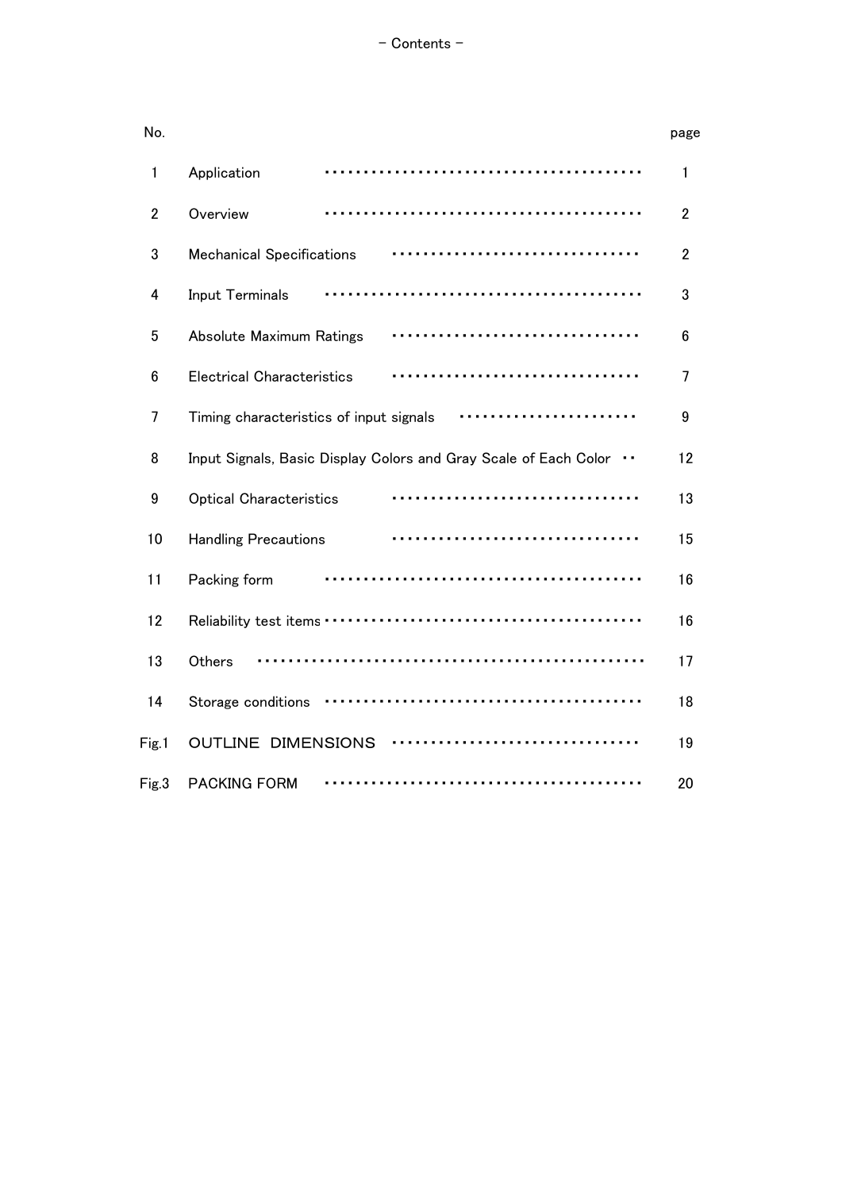# – Contents –

| No. | | page |
|---|---|---|
| 1 | Application | 1 |
| 2 | Overview | 2 |
| 3 | Mechanical Specifications | 2 |
| 4 | Input Terminals | 3 |
| 5 | Absolute Maximum Ratings | 6 |
| 6 | Electrical Characteristics | 7 |
| 7 | Timing characteristics of input signals | 9 |
| 8 | Input Signals, Basic Display Colors and Gray Scale of Each Color | 12 |
| 9 | Optical Characteristics | 13 |
| 10 | Handling Precautions | 15 |
| 11 | Packing form | 16 |
| 12 | Reliability test items | 16 |
| 13 | Others | 17 |
| 14 | Storage conditions | 18 |
| Fig.1 | OUTLINE DIMENSIONS | 19 |
| Fig.3 | PACKING FORM | 20 |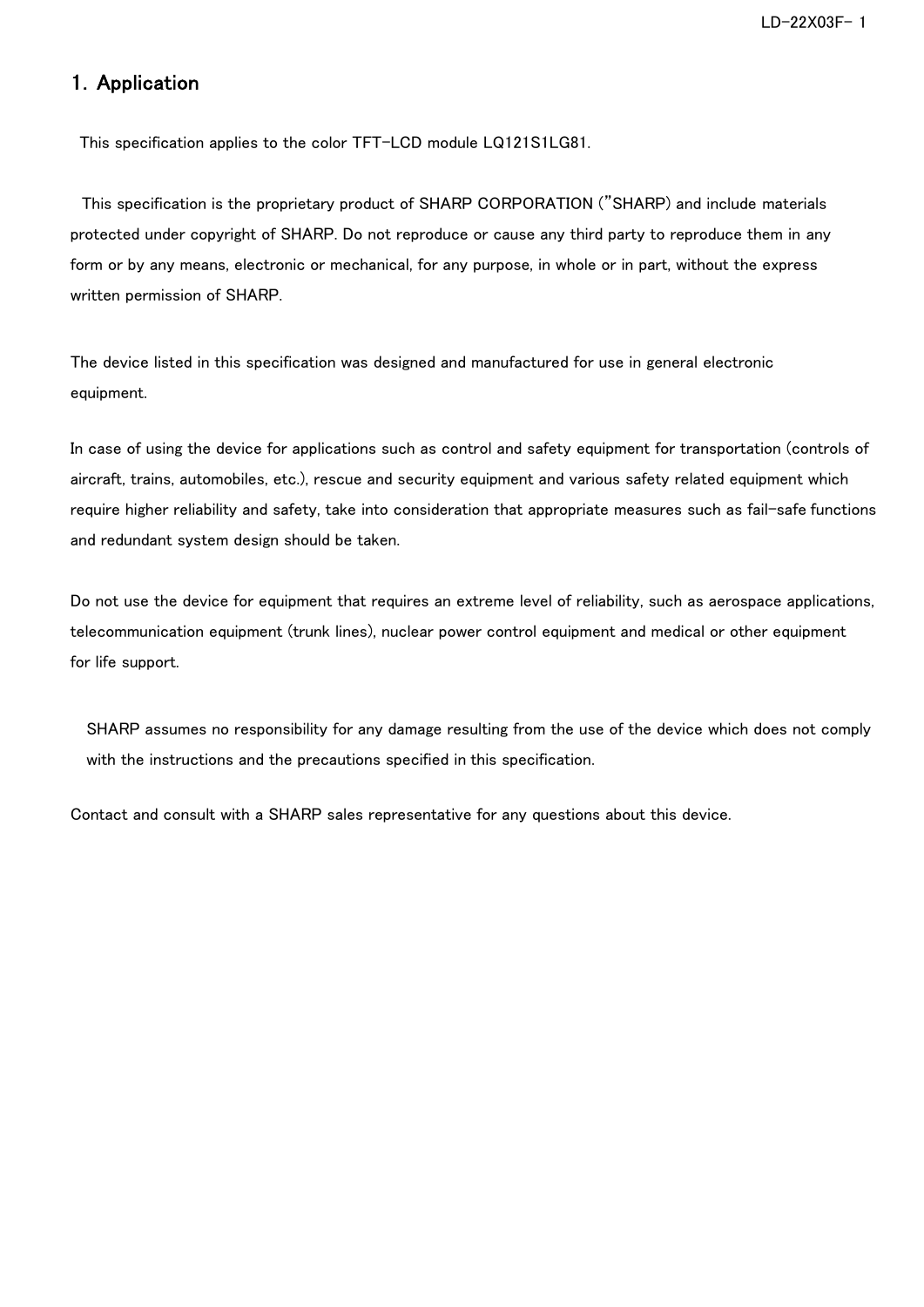## 1. Application

This specification applies to the color TFT-LCD module LQ121S1LG81.

This specification is the proprietary product of SHARP CORPORATION ("SHARP) and include materials protected under copyright of SHARP. Do not reproduce or cause any third party to reproduce them in any form or by any means, electronic or mechanical, for any purpose, in whole or in part, without the express written permission of SHARP.

The device listed in this specification was designed and manufactured for use in general electronic equipment.

In case of using the device for applications such as control and safety equipment for transportation (controls of aircraft, trains, automobiles, etc.), rescue and security equipment and various safety related equipment which require higher reliability and safety, take into consideration that appropriate measures such as fail-safe functions and redundant system design should be taken.

Do not use the device for equipment that requires an extreme level of reliability, such as aerospace applications, telecommunication equipment (trunk lines), nuclear power control equipment and medical or other equipment for life support.

SHARP assumes no responsibility for any damage resulting from the use of the device which does not comply with the instructions and the precautions specified in this specification.

Contact and consult with a SHARP sales representative for any questions about this device.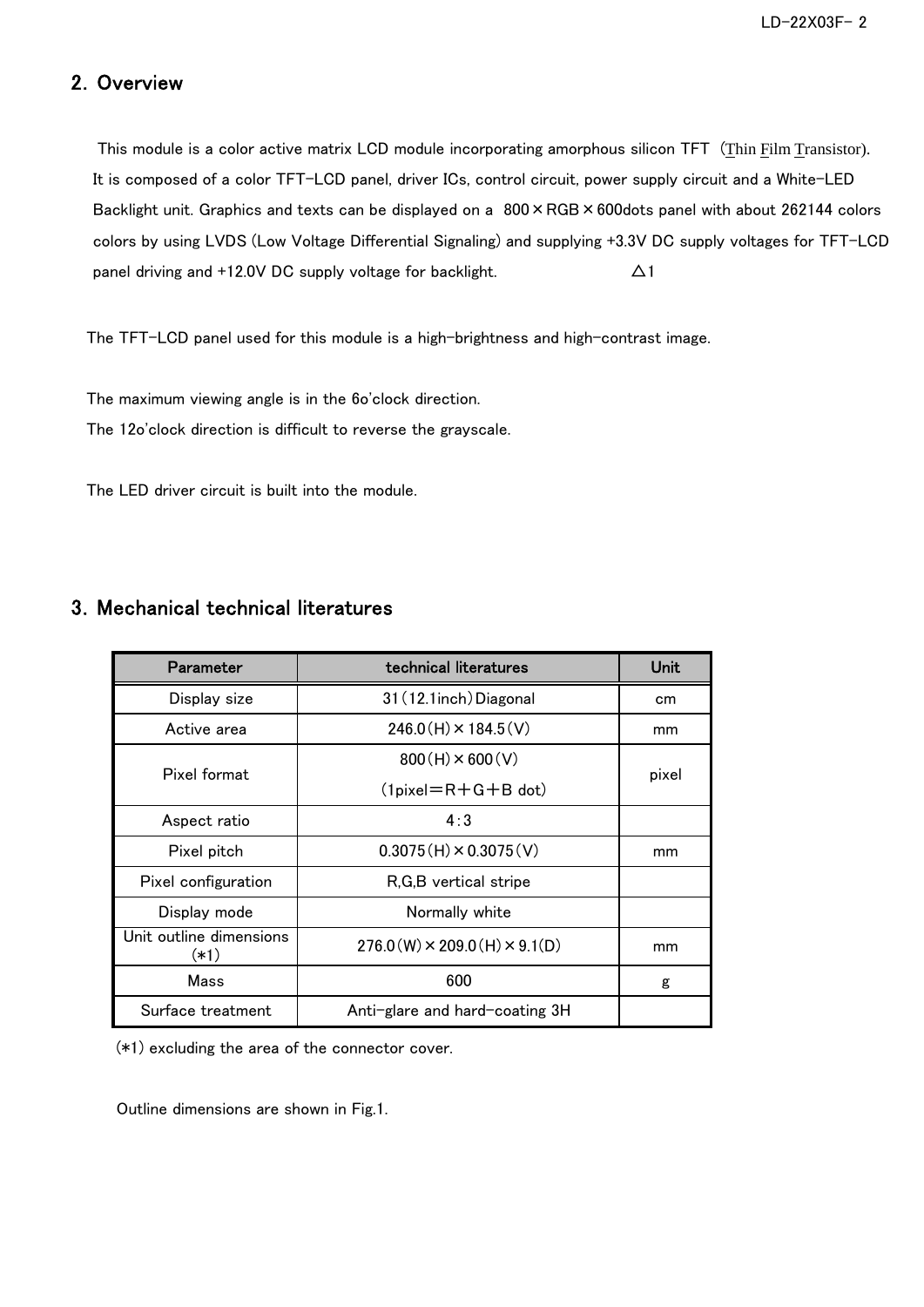## 2. Overview

This module is a color active matrix LCD module incorporating amorphous silicon TFT (Thin Film Transistor). It is composed of a color TFT-LCD panel, driver ICs, control circuit, power supply circuit and a White-LED Backlight unit. Graphics and texts can be displayed on a 800×RGB×600dots panel with about 262144 colors colors by using LVDS (Low Voltage Differential Signaling) and supplying +3.3V DC supply voltages for TFT-LCD panel driving and +12.0V DC supply voltage for backlight. △1

The TFT-LCD panel used for this module is a high-brightness and high-contrast image.

The maximum viewing angle is in the 6o'clock direction.
The 12o'clock direction is difficult to reverse the grayscale.

The LED driver circuit is built into the module.

## 3. Mechanical technical literatures

| Parameter | technical literatures | Unit |
|---|---|---|
| Display size | 31(12.1inch)Diagonal | cm |
| Active area | 246.0(H)×184.5(V) | mm |
| Pixel format | 800(H)×600(V)<br>(1pixel＝R＋G＋B dot) | pixel |
| Aspect ratio | 4:3 | |
| Pixel pitch | 0.3075(H)×0.3075(V) | mm |
| Pixel configuration | R,G,B vertical stripe | |
| Display mode | Normally white | |
| Unit outline dimensions (*1) | 276.0(W)×209.0(H)×9.1(D) | mm |
| Mass | 600 | g |
| Surface treatment | Anti-glare and hard-coating 3H | |

(*1) excluding the area of the connector cover.

Outline dimensions are shown in Fig.1.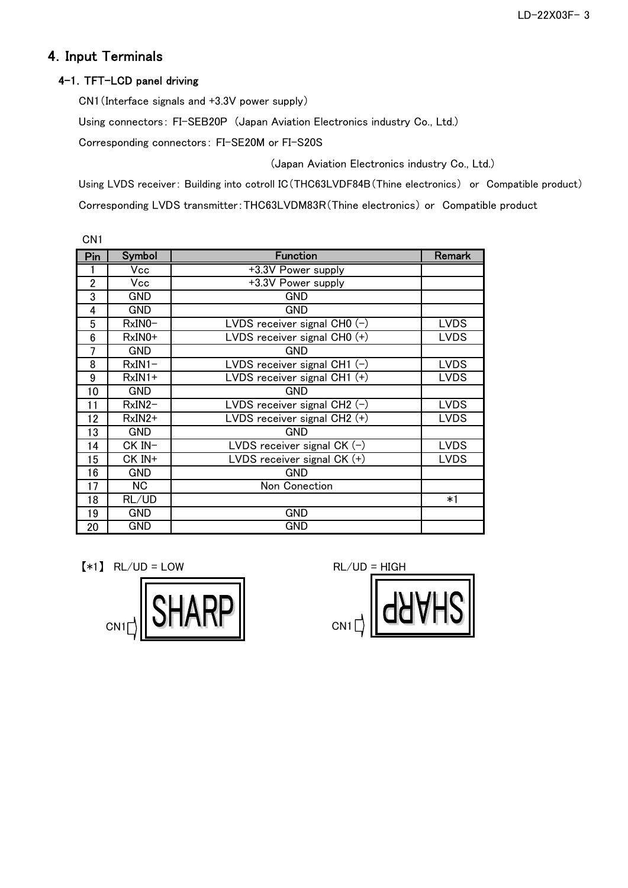# 4. Input Terminals

## 4-1. TFT-LCD panel driving

CN1 (Interface signals and +3.3V power supply)

Using connectors: FI-SEB20P (Japan Aviation Electronics industry Co., Ltd.)

Corresponding connectors: FI-SE20M or FI-S20S

(Japan Aviation Electronics industry Co., Ltd.)

Using LVDS receiver: Building into cotroll IC (THC63LVDF84B (Thine electronics) or Compatible product)

Corresponding LVDS transmitter: THC63LVDM83R (Thine electronics) or Compatible product

CN1

| Pin | Symbol | Function | Remark |
|---|---|---|---|
| 1 | Vcc | +3.3V Power supply | |
| 2 | Vcc | +3.3V Power supply | |
| 3 | GND | GND | |
| 4 | GND | GND | |
| 5 | RxIN0− | LVDS receiver signal CH0 (−) | LVDS |
| 6 | RxIN0+ | LVDS receiver signal CH0 (+) | LVDS |
| 7 | GND | GND | |
| 8 | RxIN1− | LVDS receiver signal CH1 (−) | LVDS |
| 9 | RxIN1+ | LVDS receiver signal CH1 (+) | LVDS |
| 10 | GND | GND | |
| 11 | RxIN2− | LVDS receiver signal CH2 (−) | LVDS |
| 12 | RxIN2+ | LVDS receiver signal CH2 (+) | LVDS |
| 13 | GND | GND | |
| 14 | CK IN− | LVDS receiver signal CK (−) | LVDS |
| 15 | CK IN+ | LVDS receiver signal CK (+) | LVDS |
| 16 | GND | GND | |
| 17 | NC | Non Conection | |
| 18 | RL/UD | | *1 |
| 19 | GND | GND | |
| 20 | GND | GND | |

【*1】 RL/UD = LOW    RL/UD = HIGH

CN1 SHARP    CN1 SHARP (rotated 180°)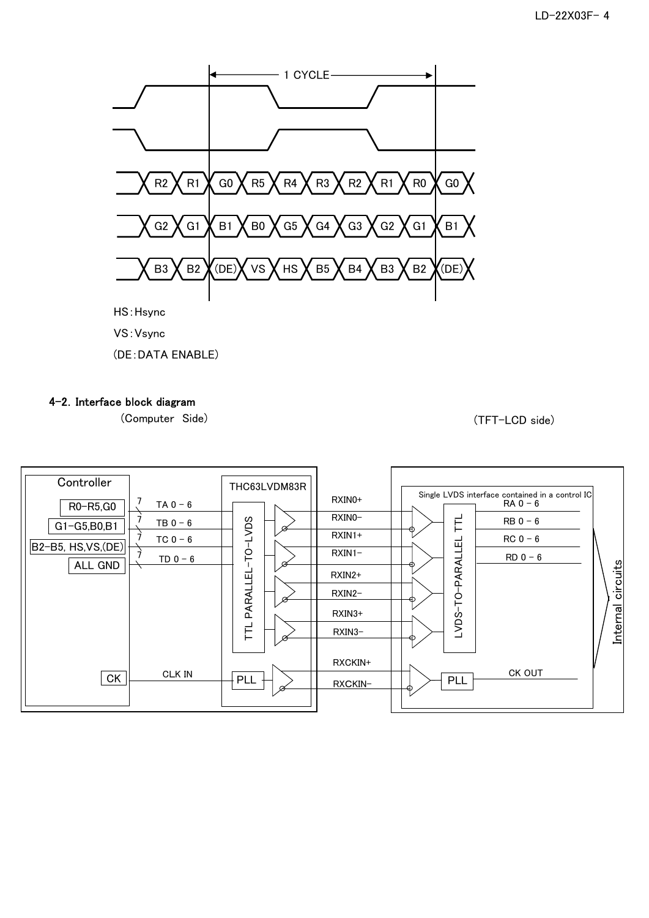1 CYCLE

| R2 | R1 | G0 | R5 | R4 | R3 | R2 | R1 | R0 | G0 |
| --- | --- | --- | --- | --- | --- | --- | --- | --- | --- |
| G2 | G1 | B1 | B0 | G5 | G4 | G3 | G2 | G1 | B1 |
| B3 | B2 | (DE) | VS | HS | B5 | B4 | B3 | B2 | (DE) |

HS：Hsync

VS：Vsync

(DE：DATA ENABLE)

## 4-2. Interface block diagram

(Computer Side) (TFT-LCD side)

Controller: R0-R5,G0 — TA 0 - 6; G1-G5,B0,B1 — TB 0 - 6; B2-B5, HS,VS,(DE) — TC 0 - 6; ALL GND — TD 0 - 6; CK — CLK IN

THC63LVDM83R: TTL PARALLEL-TO-LVDS, PLL

RXIN0+, RXIN0−, RXIN1+, RXIN1−, RXIN2+, RXIN2−, RXIN3+, RXIN3−, RXCKIN+, RXCKIN−

Single LVDS interface contained in a control IC: LVDS-TO-PARALLEL TTL — RA 0 - 6, RB 0 - 6, RC 0 - 6, RD 0 - 6; PLL — CK OUT

Internal circuits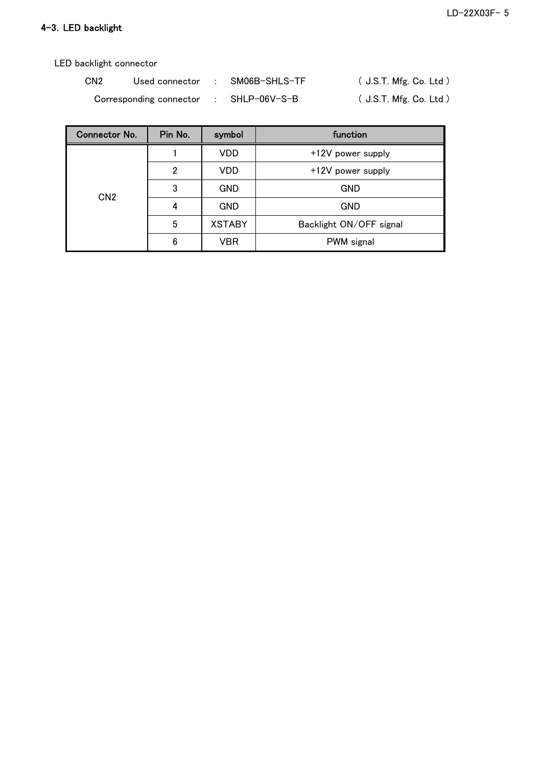## 4-3. LED backlight

LED backlight connector

CN2 Used connector : SM06B-SHLS-TF ( J.S.T. Mfg. Co. Ltd )

Corresponding connector : SHLP-06V-S-B ( J.S.T. Mfg. Co. Ltd )

| Connector No. | Pin No. | symbol | function |
|---|---|---|---|
| CN2 | 1 | VDD | +12V power supply |
| | 2 | VDD | +12V power supply |
| | 3 | GND | GND |
| | 4 | GND | GND |
| | 5 | XSTABY | Backlight ON/OFF signal |
| | 6 | VBR | PWM signal |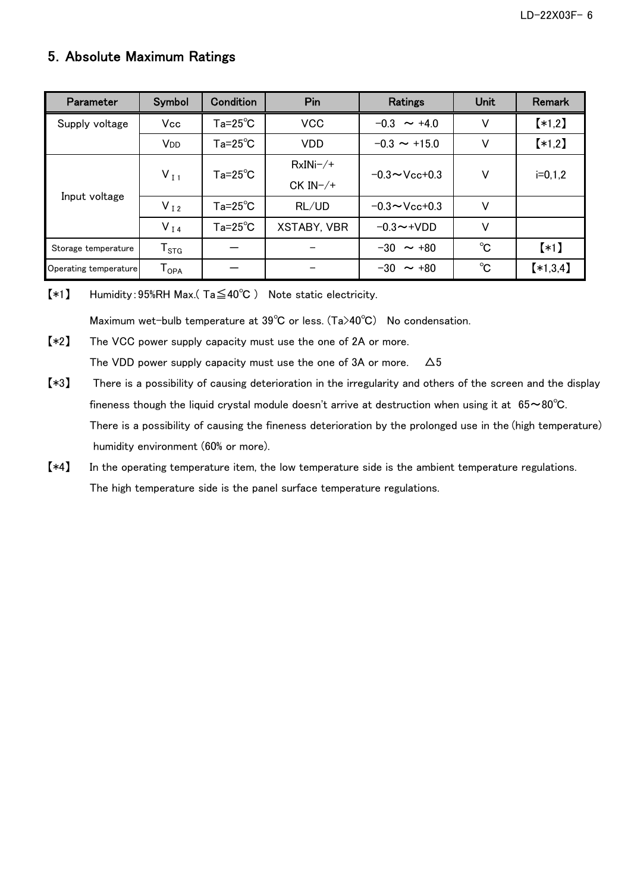## 5. Absolute Maximum Ratings

| Parameter | Symbol | Condition | Pin | Ratings | Unit | Remark |
|---|---|---|---|---|---|---|
| Supply voltage | Vcc | Ta=25℃ | VCC | −0.3 ～ +4.0 | V | 【*1,2】 |
| | $V_{DD}$ | Ta=25℃ | VDD | −0.3 ～ +15.0 | V | 【*1,2】 |
| Input voltage | $V_{I1}$ | Ta=25℃ | RxINi−/+ CK IN−/+ | −0.3～Vcc+0.3 | V | i=0,1,2 |
| | $V_{I2}$ | Ta=25℃ | RL/UD | −0.3～Vcc+0.3 | V | |
| | $V_{I4}$ | Ta=25℃ | XSTABY, VBR | −0.3～+VDD | V | |
| Storage temperature | $T_{STG}$ | ― | − | −30 ～ +80 | ℃ | 【*1】 |
| Operating temperature | $T_{OPA}$ | ― | − | −30 ～ +80 | ℃ | 【*1,3,4】 |

【*1】 Humidity：95%RH Max.( Ta≦40℃ ) Note static electricity.

Maximum wet-bulb temperature at 39℃ or less. (Ta>40℃) No condensation.

【*2】 The VCC power supply capacity must use the one of 2A or more.

The VDD power supply capacity must use the one of 3A or more. △5

【*3】 There is a possibility of causing deterioration in the irregularity and others of the screen and the display fineness though the liquid crystal module doesn't arrive at destruction when using it at 65～80℃.

There is a possibility of causing the fineness deterioration by the prolonged use in the (high temperature) humidity environment (60% or more).

【*4】 In the operating temperature item, the low temperature side is the ambient temperature regulations.

The high temperature side is the panel surface temperature regulations.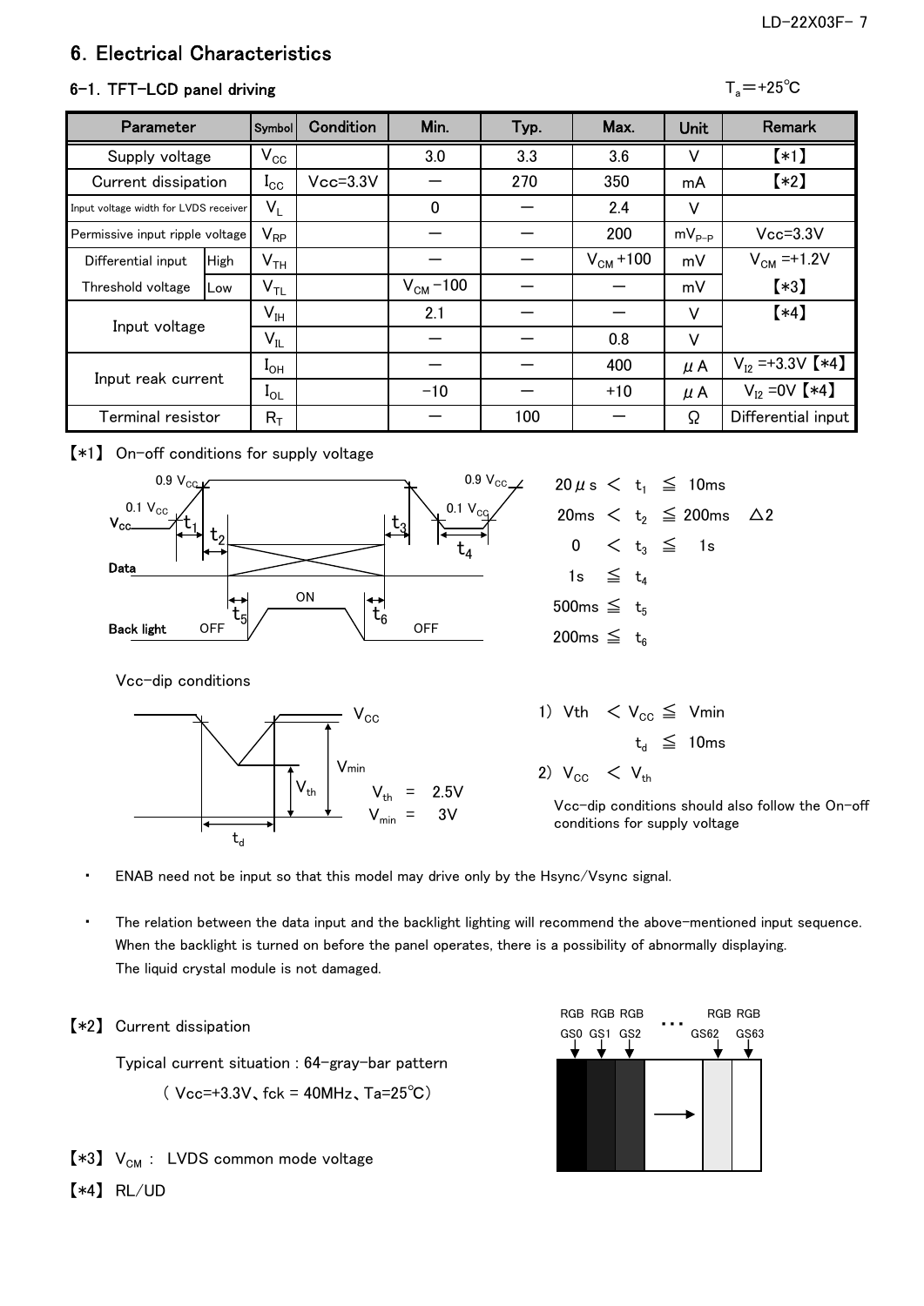# 6. Electrical Characteristics

## 6-1. TFT-LCD panel driving

$T_a$=+25℃

| Parameter | | Symbol | Condition | Min. | Typ. | Max. | Unit | Remark |
|---|---|---|---|---|---|---|---|---|
| Supply voltage | | $V_{CC}$ | | 3.0 | 3.3 | 3.6 | V | 【*1】 |
| Current dissipation | | $I_{CC}$ | Vcc=3.3V | — | 270 | 350 | mA | 【*2】 |
| Input voltage width for LVDS receiver | | $V_L$ | | 0 | — | 2.4 | V | |
| Permissive input ripple voltage | | $V_{RP}$ | | — | — | 200 | $mV_{P-P}$ | Vcc=3.3V |
| Differential input Threshold voltage | High | $V_{TH}$ | | — | — | $V_{CM}$+100 | mV | $V_{CM}$=+1.2V 【*3】 |
| | Low | $V_{TL}$ | | $V_{CM}$−100 | — | — | mV | |
| Input voltage | | $V_{IH}$ | | 2.1 | — | — | V | 【*4】 |
| | | $V_{IL}$ | | — | — | 0.8 | V | |
| Input reak current | | $I_{OH}$ | | — | — | 400 | μA | $V_{I2}$=+3.3V【*4】 |
| | | $I_{OL}$ | | −10 | — | +10 | μA | $V_{I2}$=0V【*4】 |
| Terminal resistor | | $R_T$ | | — | 100 | — | Ω | Differential input |

【*1】 On-off conditions for supply voltage

$20\mu s < t_1 \leqq 10ms$

$20ms < t_2 \leqq 200ms$ △2

$0 < t_3 \leqq 1s$

$1s \leqq t_4$

$500ms \leqq t_5$

$200ms \leqq t_6$

Vcc-dip conditions

$V_{th} = 2.5V$

$V_{min} = 3V$

1) $V_{th} < V_{CC} \leqq V_{min}$

$t_d \leqq 10ms$

2) $V_{CC} < V_{th}$

Vcc-dip conditions should also follow the On-off conditions for supply voltage

- ENAB need not be input so that this model may drive only by the Hsync/Vsync signal.
- The relation between the data input and the backlight lighting will recommend the above-mentioned input sequence. When the backlight is turned on before the panel operates, there is a possibility of abnormally displaying. The liquid crystal module is not damaged.

【*2】 Current dissipation

Typical current situation : 64-gray-bar pattern

( Vcc=+3.3V、fck = 40MHz、Ta=25℃)

【*3】 $V_{CM}$ : LVDS common mode voltage

【*4】 RL/UD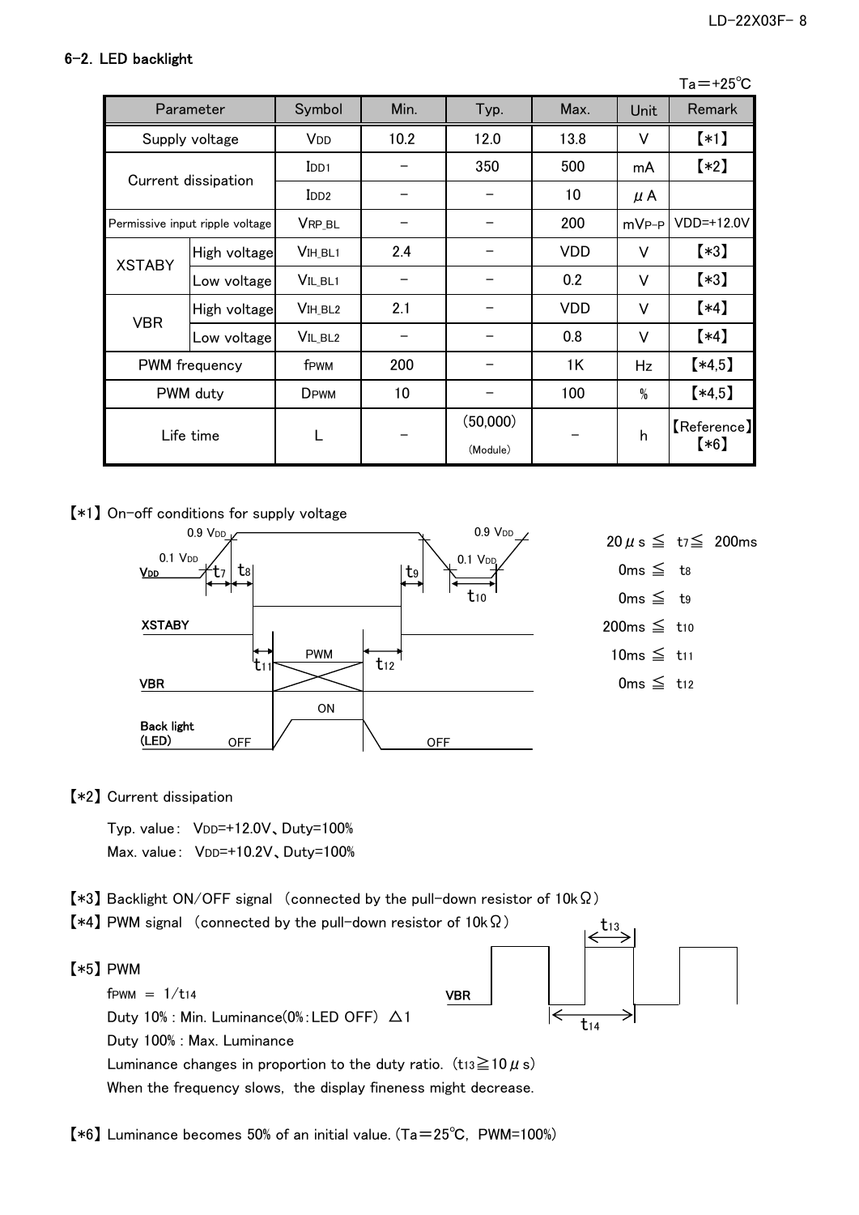## 6-2. LED backlight

Ta=+25℃

| Parameter | | Symbol | Min. | Typ. | Max. | Unit | Remark |
|---|---|---|---|---|---|---|---|
| Supply voltage | | $V_{DD}$ | 10.2 | 12.0 | 13.8 | V | 【*1】 |
| Current dissipation | | $I_{DD1}$ | – | 350 | 500 | mA | 【*2】 |
| | | $I_{DD2}$ | – | – | 10 | μA | |
| Permissive input ripple voltage | | $V_{RP\_BL}$ | – | – | 200 | $mV_{P-P}$ | VDD=+12.0V |
| XSTABY | High voltage | $V_{IH\_BL1}$ | 2.4 | – | VDD | V | 【*3】 |
| | Low voltage | $V_{IL\_BL1}$ | – | – | 0.2 | V | 【*3】 |
| VBR | High voltage | $V_{IH\_BL2}$ | 2.1 | – | VDD | V | 【*4】 |
| | Low voltage | $V_{IL\_BL2}$ | – | – | 0.8 | V | 【*4】 |
| PWM frequency | | $f_{PWM}$ | 200 | – | 1K | Hz | 【*4,5】 |
| PWM duty | | $D_{PWM}$ | 10 | – | 100 | % | 【*4,5】 |
| Life time | | L | – | (50,000) (Module) | – | h | 【Reference】【*6】 |

【*1】On-off conditions for supply voltage

$20\mu s \leqq t_7 \leqq 200ms$

$0ms \leqq t_8$

$0ms \leqq t_9$

$200ms \leqq t_{10}$

$10ms \leqq t_{11}$

$0ms \leqq t_{12}$

【*2】Current dissipation

Typ. value: $V_{DD}$=+12.0V、Duty=100%

Max. value: $V_{DD}$=+10.2V、Duty=100%

【*3】Backlight ON/OFF signal (connected by the pull-down resistor of 10kΩ)

【*4】PWM signal (connected by the pull-down resistor of 10kΩ)

【*5】PWM

$f_{PWM} = 1/t_{14}$

Duty 10% : Min. Luminance(0%:LED OFF) △1

Duty 100% : Max. Luminance

Luminance changes in proportion to the duty ratio. ($t_{13} \geqq 10\mu s$)

When the frequency slows, the display fineness might decrease.

【*6】Luminance becomes 50% of an initial value. (Ta=25℃, PWM=100%)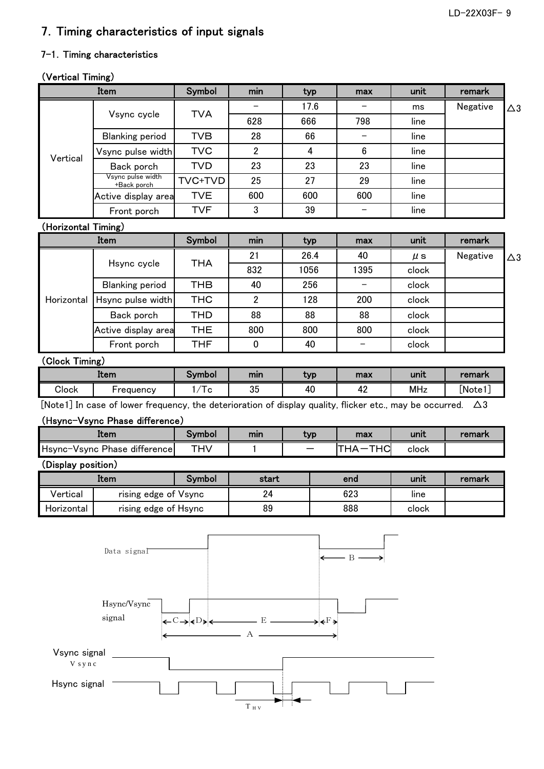## 7. Timing characteristics of input signals

### 7-1. Timing characteristics

**(Vertical Timing)**

| Item | | Symbol | min | typ | max | unit | remark | |
|---|---|---|---|---|---|---|---|---|
| Vertical | Vsync cycle | TVA | – | 17.6 | – | ms | Negative | △3 |
| | | | 628 | 666 | 798 | line | | |
| | Blanking period | TVB | 28 | 66 | – | line | | |
| | Vsync pulse width | TVC | 2 | 4 | 6 | line | | |
| | Back porch | TVD | 23 | 23 | 23 | line | | |
| | Vsync pulse width +Back porch | TVC+TVD | 25 | 27 | 29 | line | | |
| | Active display area | TVE | 600 | 600 | 600 | line | | |
| | Front porch | TVF | 3 | 39 | – | line | | |

**(Horizontal Timing)**

| Item | | Symbol | min | typ | max | unit | remark | |
|---|---|---|---|---|---|---|---|---|
| Horizontal | Hsync cycle | THA | 21 | 26.4 | 40 | μs | Negative | △3 |
| | | | 832 | 1056 | 1395 | clock | | |
| | Blanking period | THB | 40 | 256 | – | clock | | |
| | Hsync pulse width | THC | 2 | 128 | 200 | clock | | |
| | Back porch | THD | 88 | 88 | 88 | clock | | |
| | Active display area | THE | 800 | 800 | 800 | clock | | |
| | Front porch | THF | 0 | 40 | – | clock | | |

**(Clock Timing)**

| Item | | Symbol | min | typ | max | unit | remark |
|---|---|---|---|---|---|---|---|
| Clock | Frequency | 1/Tc | 35 | 40 | 42 | MHz | [Note1] |

[Note1] In case of lower frequency, the deterioration of display quality, flicker etc., may be occurred. △3

**(Hsync-Vsync Phase difference)**

| Item | Symbol | min | typ | max | unit | remark |
|---|---|---|---|---|---|---|
| Hsync-Vsync Phase difference | THV | 1 | – | THA−THC | clock | |

**(Display position)**

| Item | | start | end | unit | remark |
|---|---|---|---|---|---|
| Vertical | rising edge of Vsync | 24 | 623 | line | |
| Horizontal | rising edge of Hsync | 89 | 888 | clock | |

Data signal

Hsync/Vsync signal

A, B, C, D, E, F

Vsync signal

Hsync signal

$T_{HV}$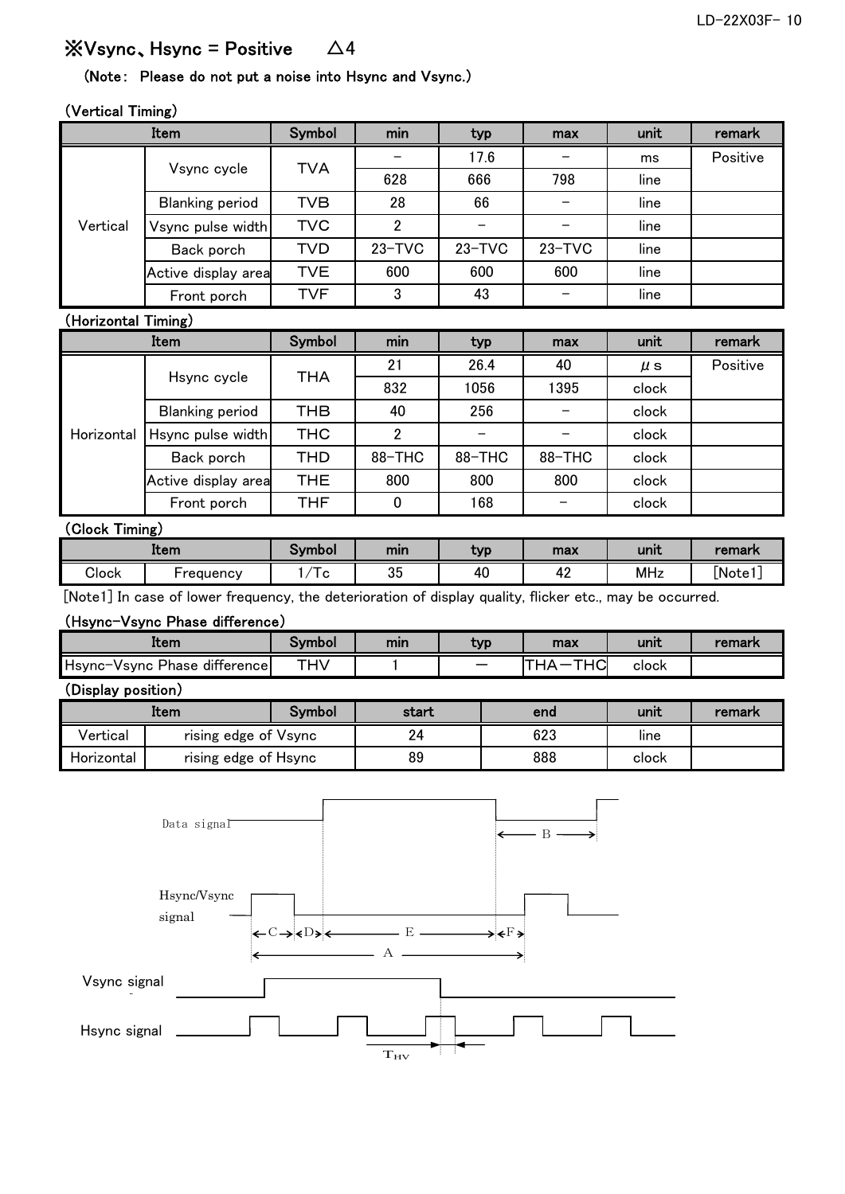## ※Vsync、Hsync = Positive　△4

**(Note:  Please do not put a noise into Hsync and Vsync.)**

**(Vertical Timing)**

| Item | | Symbol | min | typ | max | unit | remark |
|---|---|---|---|---|---|---|---|
| Vertical | Vsync cycle | TVA | – | 17.6 | – | ms | Positive |
| | | | 628 | 666 | 798 | line | |
| | Blanking period | TVB | 28 | 66 | – | line | |
| | Vsync pulse width | TVC | 2 | – | – | line | |
| | Back porch | TVD | 23–TVC | 23–TVC | 23–TVC | line | |
| | Active display area | TVE | 600 | 600 | 600 | line | |
| | Front porch | TVF | 3 | 43 | – | line | |

**(Horizontal Timing)**

| Item | | Symbol | min | typ | max | unit | remark |
|---|---|---|---|---|---|---|---|
| Horizontal | Hsync cycle | THA | 21 | 26.4 | 40 | μs | Positive |
| | | | 832 | 1056 | 1395 | clock | |
| | Blanking period | THB | 40 | 256 | – | clock | |
| | Hsync pulse width | THC | 2 | – | – | clock | |
| | Back porch | THD | 88–THC | 88–THC | 88–THC | clock | |
| | Active display area | THE | 800 | 800 | 800 | clock | |
| | Front porch | THF | 0 | 168 | – | clock | |

**(Clock Timing)**

| Item | | Symbol | min | typ | max | unit | remark |
|---|---|---|---|---|---|---|---|
| Clock | Frequency | 1/Tc | 35 | 40 | 42 | MHz | [Note1] |

[Note1] In case of lower frequency, the deterioration of display quality, flicker etc., may be occurred.

**(Hsync-Vsync Phase difference)**

| Item | Symbol | min | typ | max | unit | remark |
|---|---|---|---|---|---|---|
| Hsync-Vsync Phase difference | THV | 1 | — | THA—THC | clock | |

**(Display position)**

| Item | | start | end | unit | remark |
|---|---|---|---|---|---|
| Vertical | rising edge of Vsync | 24 | 623 | line | |
| Horizontal | rising edge of Hsync | 89 | 888 | clock | |

Data signal

Hsync/Vsync signal

Vsync signal

Hsync signal

$T_{HV}$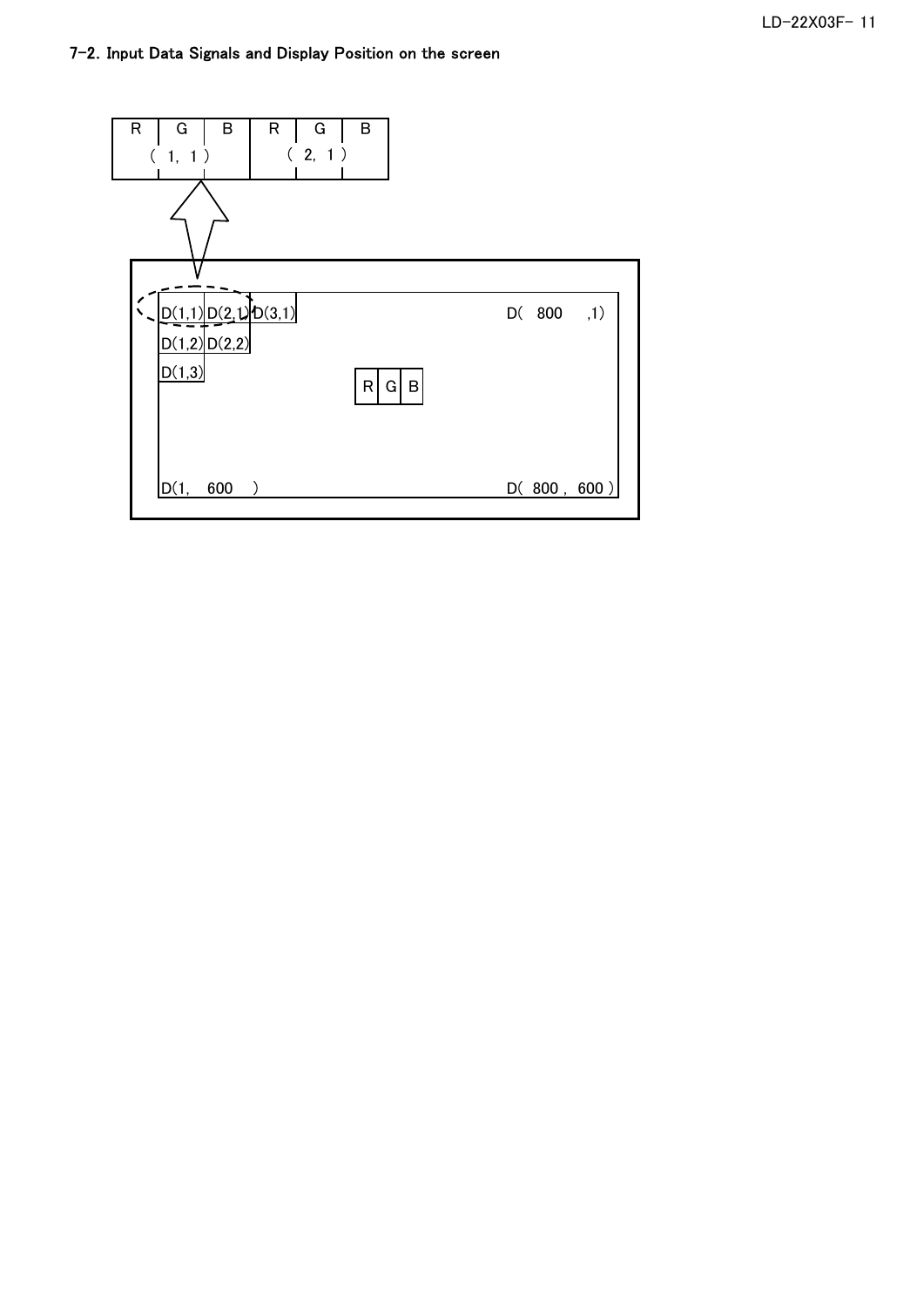## 7-2. Input Data Signals and Display Position on the screen

| R | G | B | R | G | B |
|---|---|---|---|---|---|
| ( 1, 1 ) | | | ( 2, 1 ) | | |

| D(1,1) | D(2,1) | D(3,1) | D( 800 ,1) |
|---|---|---|---|
| D(1,2) | D(2,2) | | |
| D(1,3) | | | |
| D(1, 600 ) | | | D( 800 , 600 ) |

R G B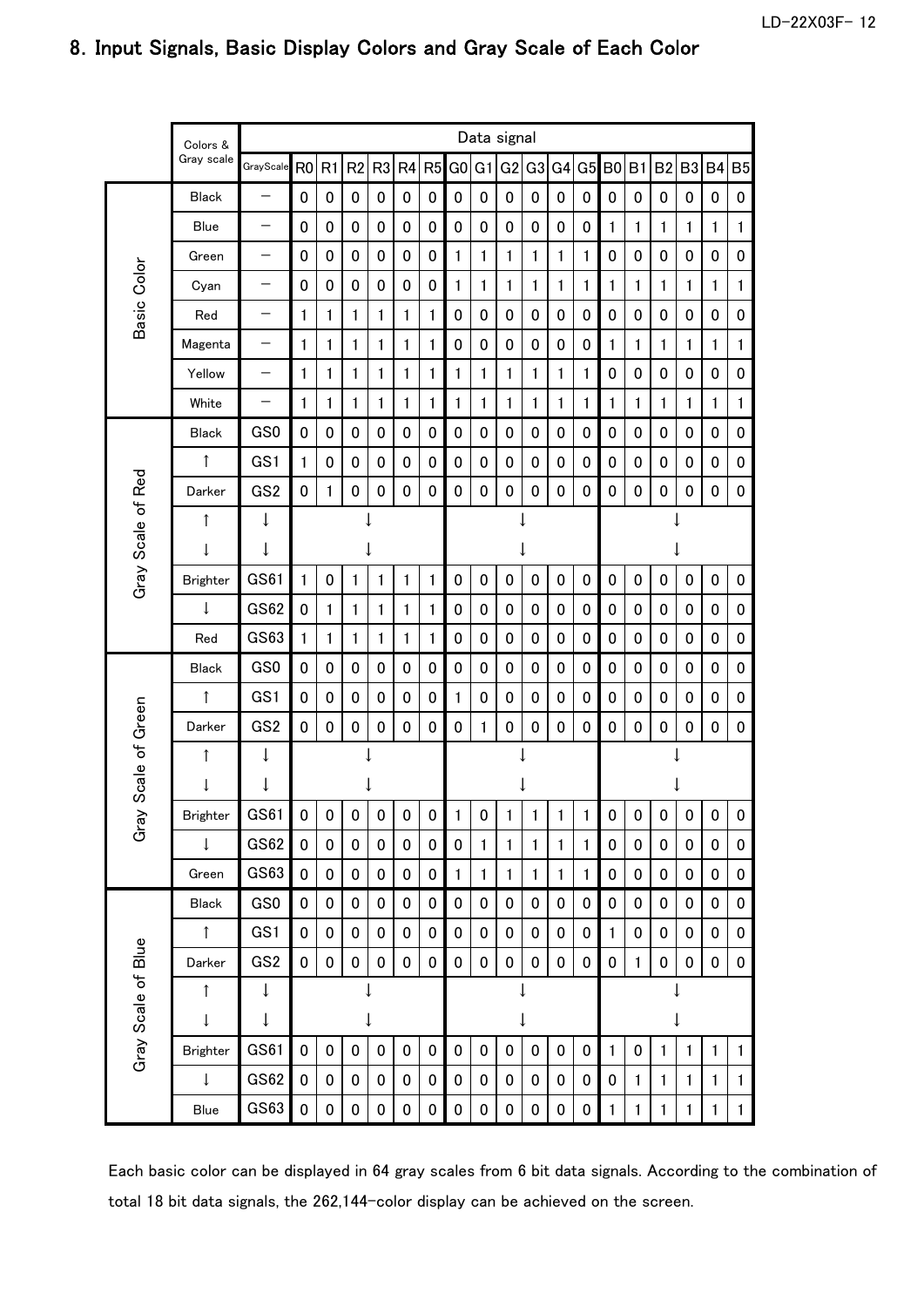## 8. Input Signals, Basic Display Colors and Gray Scale of Each Color

| | Colors & Gray scale | Data signal | | | | | | | | | | | | | | | | | | |
|---|---|---|---|---|---|---|---|---|---|---|---|---|---|---|---|---|---|---|---|---|
| | | GrayScale | R0 | R1 | R2 | R3 | R4 | R5 | G0 | G1 | G2 | G3 | G4 | G5 | B0 | B1 | B2 | B3 | B4 | B5 |
| Basic Color | Black | – | 0 | 0 | 0 | 0 | 0 | 0 | 0 | 0 | 0 | 0 | 0 | 0 | 0 | 0 | 0 | 0 | 0 | 0 |
| | Blue | – | 0 | 0 | 0 | 0 | 0 | 0 | 0 | 0 | 0 | 0 | 0 | 0 | 1 | 1 | 1 | 1 | 1 | 1 |
| | Green | – | 0 | 0 | 0 | 0 | 0 | 0 | 1 | 1 | 1 | 1 | 1 | 1 | 0 | 0 | 0 | 0 | 0 | 0 |
| | Cyan | – | 0 | 0 | 0 | 0 | 0 | 0 | 1 | 1 | 1 | 1 | 1 | 1 | 1 | 1 | 1 | 1 | 1 | 1 |
| | Red | – | 1 | 1 | 1 | 1 | 1 | 1 | 0 | 0 | 0 | 0 | 0 | 0 | 0 | 0 | 0 | 0 | 0 | 0 |
| | Magenta | – | 1 | 1 | 1 | 1 | 1 | 1 | 0 | 0 | 0 | 0 | 0 | 0 | 1 | 1 | 1 | 1 | 1 | 1 |
| | Yellow | – | 1 | 1 | 1 | 1 | 1 | 1 | 1 | 1 | 1 | 1 | 1 | 1 | 0 | 0 | 0 | 0 | 0 | 0 |
| | White | – | 1 | 1 | 1 | 1 | 1 | 1 | 1 | 1 | 1 | 1 | 1 | 1 | 1 | 1 | 1 | 1 | 1 | 1 |
| Gray Scale of Red | Black | GS0 | 0 | 0 | 0 | 0 | 0 | 0 | 0 | 0 | 0 | 0 | 0 | 0 | 0 | 0 | 0 | 0 | 0 | 0 |
| | ↑ | GS1 | 1 | 0 | 0 | 0 | 0 | 0 | 0 | 0 | 0 | 0 | 0 | 0 | 0 | 0 | 0 | 0 | 0 | 0 |
| | Darker | GS2 | 0 | 1 | 0 | 0 | 0 | 0 | 0 | 0 | 0 | 0 | 0 | 0 | 0 | 0 | 0 | 0 | 0 | 0 |
| | ↑ | ↓ | ↓ | | | | | | ↓ | | | | | | ↓ | | | | | |
| | ↓ | ↓ | ↓ | | | | | | ↓ | | | | | | ↓ | | | | | |
| | Brighter | GS61 | 1 | 0 | 1 | 1 | 1 | 1 | 0 | 0 | 0 | 0 | 0 | 0 | 0 | 0 | 0 | 0 | 0 | 0 |
| | ↓ | GS62 | 0 | 1 | 1 | 1 | 1 | 1 | 0 | 0 | 0 | 0 | 0 | 0 | 0 | 0 | 0 | 0 | 0 | 0 |
| | Red | GS63 | 1 | 1 | 1 | 1 | 1 | 1 | 0 | 0 | 0 | 0 | 0 | 0 | 0 | 0 | 0 | 0 | 0 | 0 |
| Gray Scale of Green | Black | GS0 | 0 | 0 | 0 | 0 | 0 | 0 | 0 | 0 | 0 | 0 | 0 | 0 | 0 | 0 | 0 | 0 | 0 | 0 |
| | ↑ | GS1 | 0 | 0 | 0 | 0 | 0 | 0 | 1 | 0 | 0 | 0 | 0 | 0 | 0 | 0 | 0 | 0 | 0 | 0 |
| | Darker | GS2 | 0 | 0 | 0 | 0 | 0 | 0 | 0 | 1 | 0 | 0 | 0 | 0 | 0 | 0 | 0 | 0 | 0 | 0 |
| | ↑ | ↓ | ↓ | | | | | | ↓ | | | | | | ↓ | | | | | |
| | ↓ | ↓ | ↓ | | | | | | ↓ | | | | | | ↓ | | | | | |
| | Brighter | GS61 | 0 | 0 | 0 | 0 | 0 | 0 | 1 | 0 | 1 | 1 | 1 | 1 | 0 | 0 | 0 | 0 | 0 | 0 |
| | ↓ | GS62 | 0 | 0 | 0 | 0 | 0 | 0 | 0 | 1 | 1 | 1 | 1 | 1 | 0 | 0 | 0 | 0 | 0 | 0 |
| | Green | GS63 | 0 | 0 | 0 | 0 | 0 | 0 | 1 | 1 | 1 | 1 | 1 | 1 | 0 | 0 | 0 | 0 | 0 | 0 |
| Gray Scale of Blue | Black | GS0 | 0 | 0 | 0 | 0 | 0 | 0 | 0 | 0 | 0 | 0 | 0 | 0 | 0 | 0 | 0 | 0 | 0 | 0 |
| | ↑ | GS1 | 0 | 0 | 0 | 0 | 0 | 0 | 0 | 0 | 0 | 0 | 0 | 0 | 1 | 0 | 0 | 0 | 0 | 0 |
| | Darker | GS2 | 0 | 0 | 0 | 0 | 0 | 0 | 0 | 0 | 0 | 0 | 0 | 0 | 0 | 1 | 0 | 0 | 0 | 0 |
| | ↑ | ↓ | ↓ | | | | | | ↓ | | | | | | ↓ | | | | | |
| | ↓ | ↓ | ↓ | | | | | | ↓ | | | | | | ↓ | | | | | |
| | Brighter | GS61 | 0 | 0 | 0 | 0 | 0 | 0 | 0 | 0 | 0 | 0 | 0 | 0 | 1 | 0 | 1 | 1 | 1 | 1 |
| | ↓ | GS62 | 0 | 0 | 0 | 0 | 0 | 0 | 0 | 0 | 0 | 0 | 0 | 0 | 0 | 1 | 1 | 1 | 1 | 1 |
| | Blue | GS63 | 0 | 0 | 0 | 0 | 0 | 0 | 0 | 0 | 0 | 0 | 0 | 0 | 1 | 1 | 1 | 1 | 1 | 1 |

Each basic color can be displayed in 64 gray scales from 6 bit data signals. According to the combination of total 18 bit data signals, the 262,144-color display can be achieved on the screen.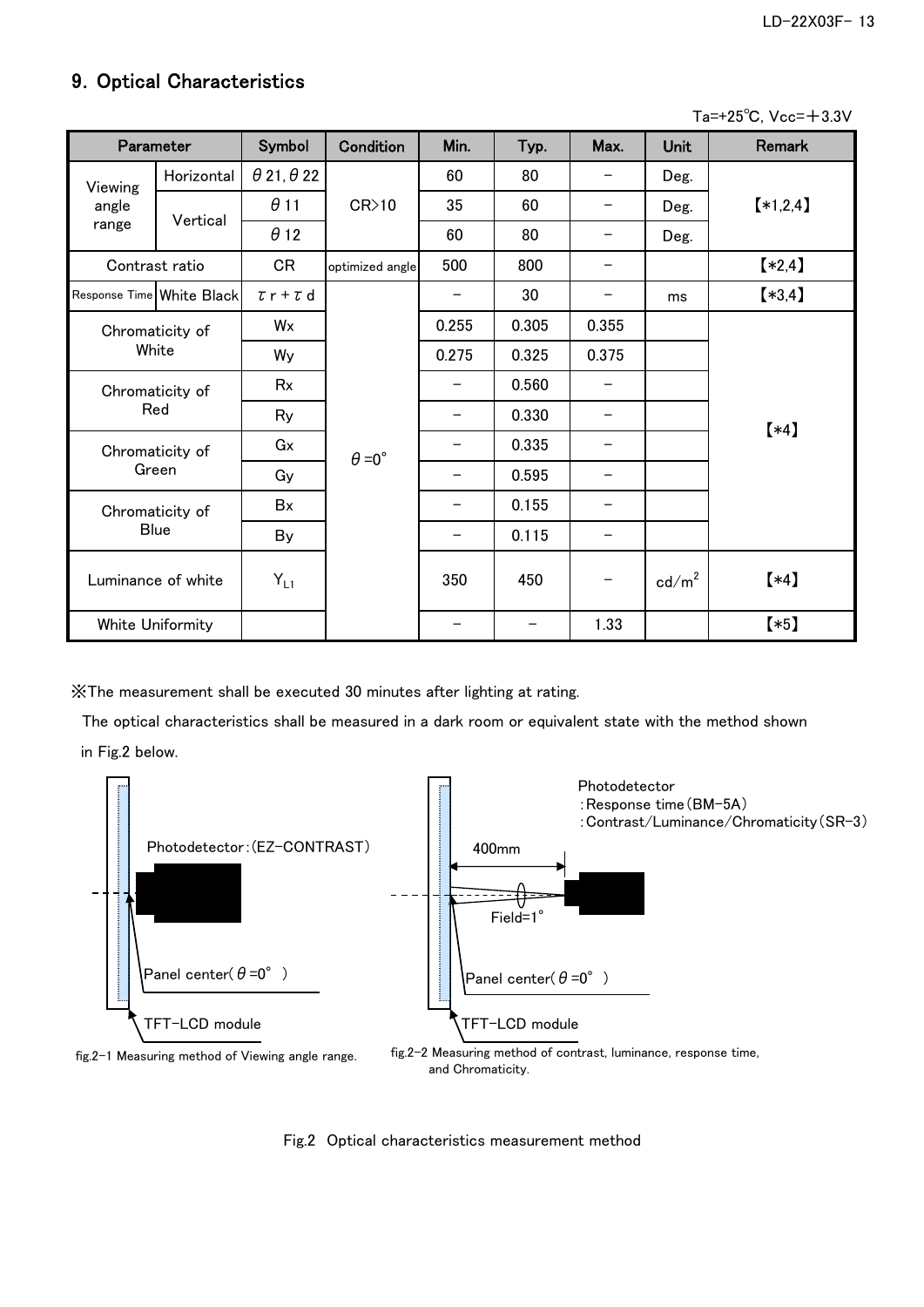## 9. Optical Characteristics

Ta=+25℃, Vcc=＋3.3V

| Parameter | | Symbol | Condition | Min. | Typ. | Max. | Unit | Remark |
|---|---|---|---|---|---|---|---|---|
| Viewing angle range | Horizontal | θ21, θ22 | CR>10 | 60 | 80 | − | Deg. | 【*1,2,4】 |
| | Vertical | θ11 | | 35 | 60 | − | Deg. | |
| | | θ12 | | 60 | 80 | − | Deg. | |
| Contrast ratio | | CR | optimized angle | 500 | 800 | − | | 【*2,4】 |
| Response Time | White Black | $\tau r + \tau d$ | θ=0° | − | 30 | − | ms | 【*3,4】 |
| Chromaticity of White | | Wx | | 0.255 | 0.305 | 0.355 | | 【*4】 |
| | | Wy | | 0.275 | 0.325 | 0.375 | | |
| Chromaticity of Red | | Rx | | − | 0.560 | − | | |
| | | Ry | | − | 0.330 | − | | |
| Chromaticity of Green | | Gx | | − | 0.335 | − | | |
| | | Gy | | − | 0.595 | − | | |
| Chromaticity of Blue | | Bx | | − | 0.155 | − | | |
| | | By | | − | 0.115 | − | | |
| Luminance of white | | $Y_{L1}$ | | 350 | 450 | − | cd/m² | 【*4】 |
| White Uniformity | | | | − | − | 1.33 | | 【*5】 |

※The measurement shall be executed 30 minutes after lighting at rating.

The optical characteristics shall be measured in a dark room or equivalent state with the method shown in Fig.2 below.

Photodetector:(EZ-CONTRAST)

Panel center(θ=0° )

TFT-LCD module

fig.2-1 Measuring method of Viewing angle range.

Photodetector
:Response time(BM-5A)
:Contrast/Luminance/Chromaticity(SR-3)

400mm

Field=1°

Panel center(θ=0° )

TFT-LCD module

fig.2-2 Measuring method of contrast, luminance, response time, and Chromaticity.

Fig.2 Optical characteristics measurement method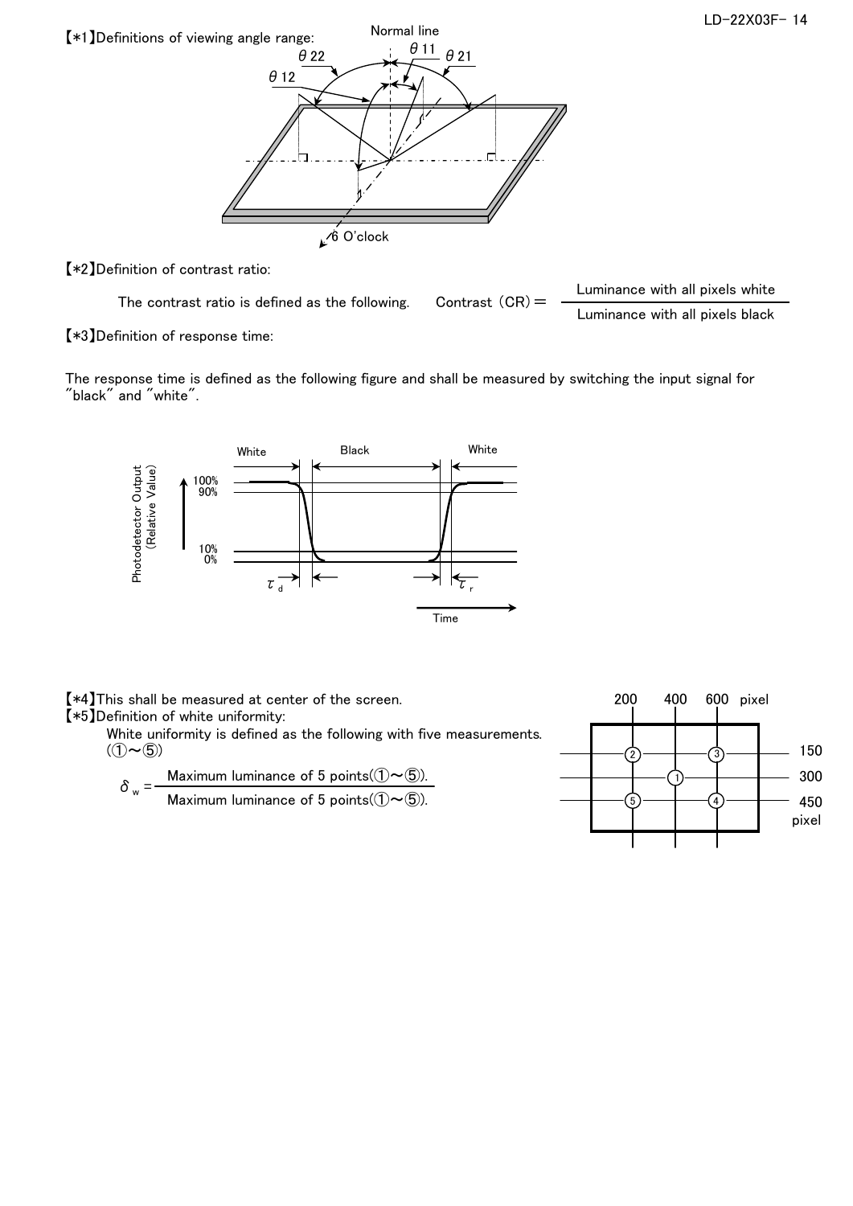【*1】Definitions of viewing angle range:

【*2】Definition of contrast ratio:

The contrast ratio is defined as the following. 

$$\text{Contrast (CR)} = \frac{\text{Luminance with all pixels white}}{\text{Luminance with all pixels black}}$$

【*3】Definition of response time:

The response time is defined as the following figure and shall be measured by switching the input signal for "black" and "white".

【*4】This shall be measured at center of the screen.

【*5】Definition of white uniformity:

White uniformity is defined as the following with five measurements. (①～⑤)

$$\delta_w = \frac{\text{Maximum luminance of 5 points(①～⑤).}}{\text{Maximum luminance of 5 points(①～⑤).}}$$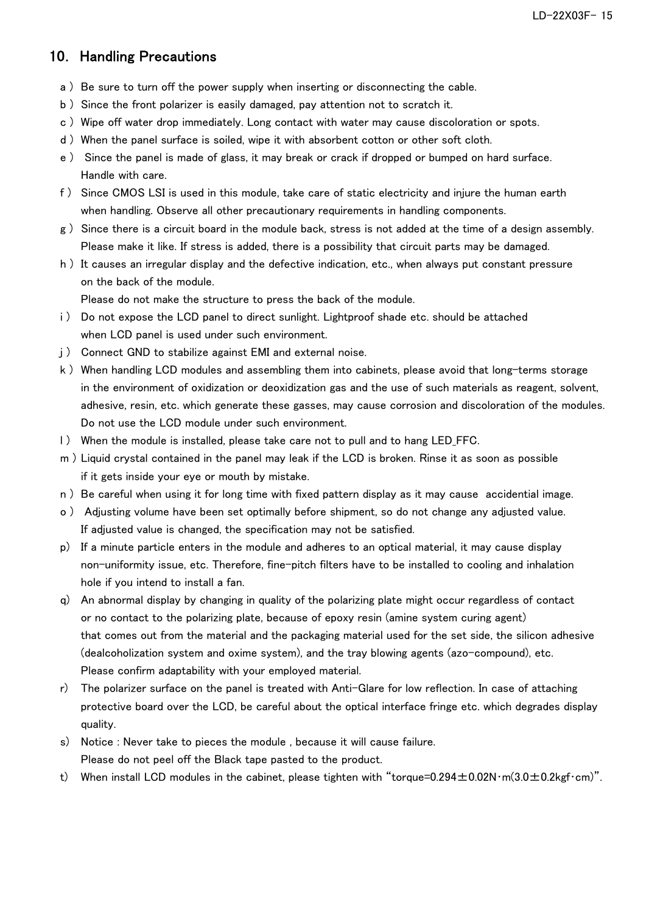## 10. Handling Precautions

a ) Be sure to turn off the power supply when inserting or disconnecting the cable.

b ) Since the front polarizer is easily damaged, pay attention not to scratch it.

c ) Wipe off water drop immediately. Long contact with water may cause discoloration or spots.

d ) When the panel surface is soiled, wipe it with absorbent cotton or other soft cloth.

e ) Since the panel is made of glass, it may break or crack if dropped or bumped on hard surface. Handle with care.

f ) Since CMOS LSI is used in this module, take care of static electricity and injure the human earth when handling. Observe all other precautionary requirements in handling components.

g ) Since there is a circuit board in the module back, stress is not added at the time of a design assembly. Please make it like. If stress is added, there is a possibility that circuit parts may be damaged.

h ) It causes an irregular display and the defective indication, etc., when always put constant pressure on the back of the module.
Please do not make the structure to press the back of the module.

i ) Do not expose the LCD panel to direct sunlight. Lightproof shade etc. should be attached when LCD panel is used under such environment.

j ) Connect GND to stabilize against EMI and external noise.

k ) When handling LCD modules and assembling them into cabinets, please avoid that long-terms storage in the environment of oxidization or deoxidization gas and the use of such materials as reagent, solvent, adhesive, resin, etc. which generate these gasses, may cause corrosion and discoloration of the modules. Do not use the LCD module under such environment.

l ) When the module is installed, please take care not to pull and to hang LED_FFC.

m ) Liquid crystal contained in the panel may leak if the LCD is broken. Rinse it as soon as possible if it gets inside your eye or mouth by mistake.

n ) Be careful when using it for long time with fixed pattern display as it may cause accidential image.

o ) Adjusting volume have been set optimally before shipment, so do not change any adjusted value. If adjusted value is changed, the specification may not be satisfied.

p) If a minute particle enters in the module and adheres to an optical material, it may cause display non-uniformity issue, etc. Therefore, fine-pitch filters have to be installed to cooling and inhalation hole if you intend to install a fan.

q) An abnormal display by changing in quality of the polarizing plate might occur regardless of contact or no contact to the polarizing plate, because of epoxy resin (amine system curing agent) that comes out from the material and the packaging material used for the set side, the silicon adhesive (dealcoholization system and oxime system), and the tray blowing agents (azo-compound), etc. Please confirm adaptability with your employed material.

r) The polarizer surface on the panel is treated with Anti-Glare for low reflection. In case of attaching protective board over the LCD, be careful about the optical interface fringe etc. which degrades display quality.

s) Notice : Never take to pieces the module , because it will cause failure.
Please do not peel off the Black tape pasted to the product.

t) When install LCD modules in the cabinet, please tighten with “torque=0.294±0.02N･m(3.0±0.2kgf･cm)”.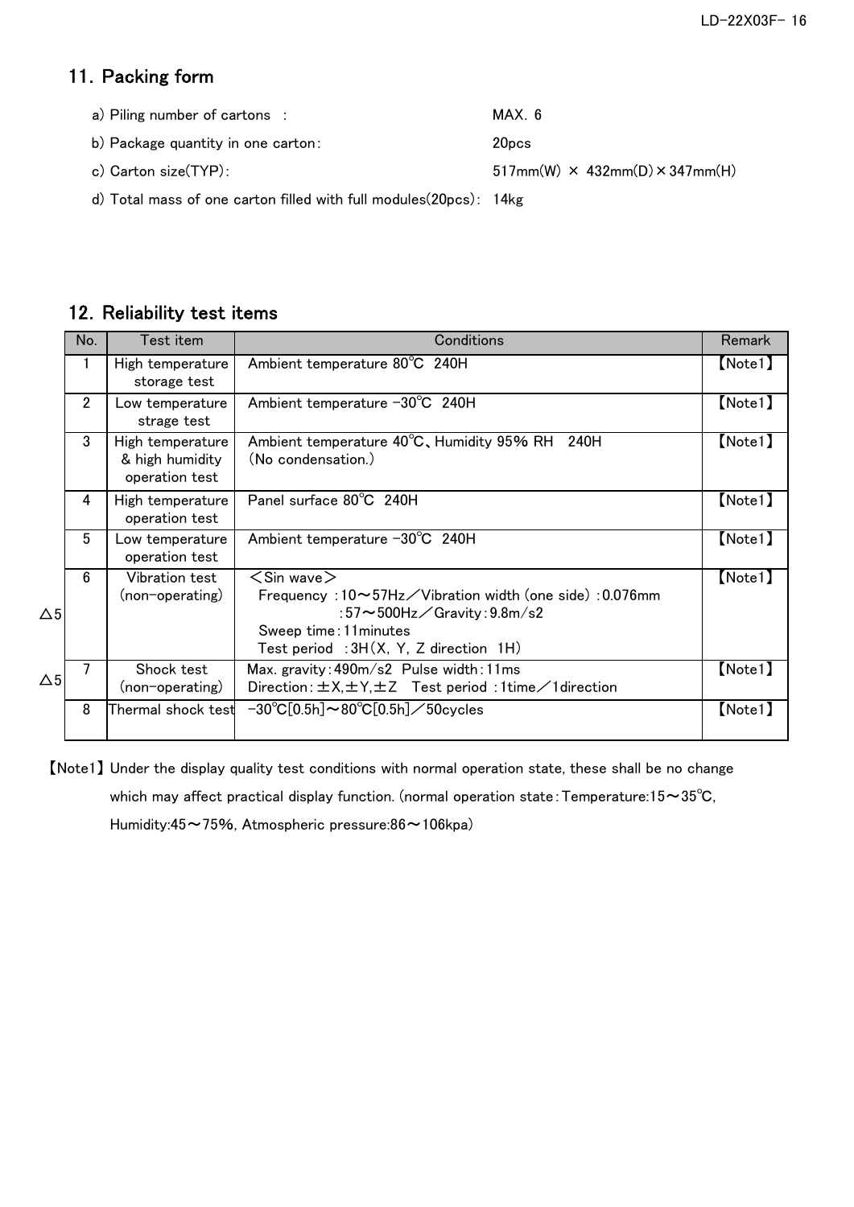## 11. Packing form

a) Piling number of cartons : MAX. 6

b) Package quantity in one carton: 20pcs

c) Carton size(TYP): 517mm(W) × 432mm(D)×347mm(H)

d) Total mass of one carton filled with full modules(20pcs): 14kg

## 12. Reliability test items

| No. | Test item | Conditions | Remark |
|---|---|---|---|
| 1 | High temperature storage test | Ambient temperature 80℃ 240H | 【Note1】 |
| 2 | Low temperature strage test | Ambient temperature −30℃ 240H | 【Note1】 |
| 3 | High temperature & high humidity operation test | Ambient temperature 40℃、Humidity 95% RH 240H (No condensation.) | 【Note1】 |
| 4 | High temperature operation test | Panel surface 80℃ 240H | 【Note1】 |
| 5 | Low temperature operation test | Ambient temperature −30℃ 240H | 【Note1】 |
| △5 6 | Vibration test (non-operating) | <Sin wave> Frequency : 10～57Hz／Vibration width (one side) : 0.076mm : 57～500Hz／Gravity : 9.8m/s2 Sweep time : 11minutes Test period : 3H(X, Y, Z direction 1H) | 【Note1】 |
| △5 7 | Shock test (non-operating) | Max. gravity : 490m/s2 Pulse width : 11ms Direction : ±X,±Y,±Z Test period : 1time／1direction | 【Note1】 |
| 8 | Thermal shock test | −30℃[0.5h]～80℃[0.5h]／50cycles | 【Note1】 |

【Note1】 Under the display quality test conditions with normal operation state, these shall be no change which may affect practical display function. (normal operation state : Temperature:15～35℃, Humidity:45～75%, Atmospheric pressure:86～106kpa)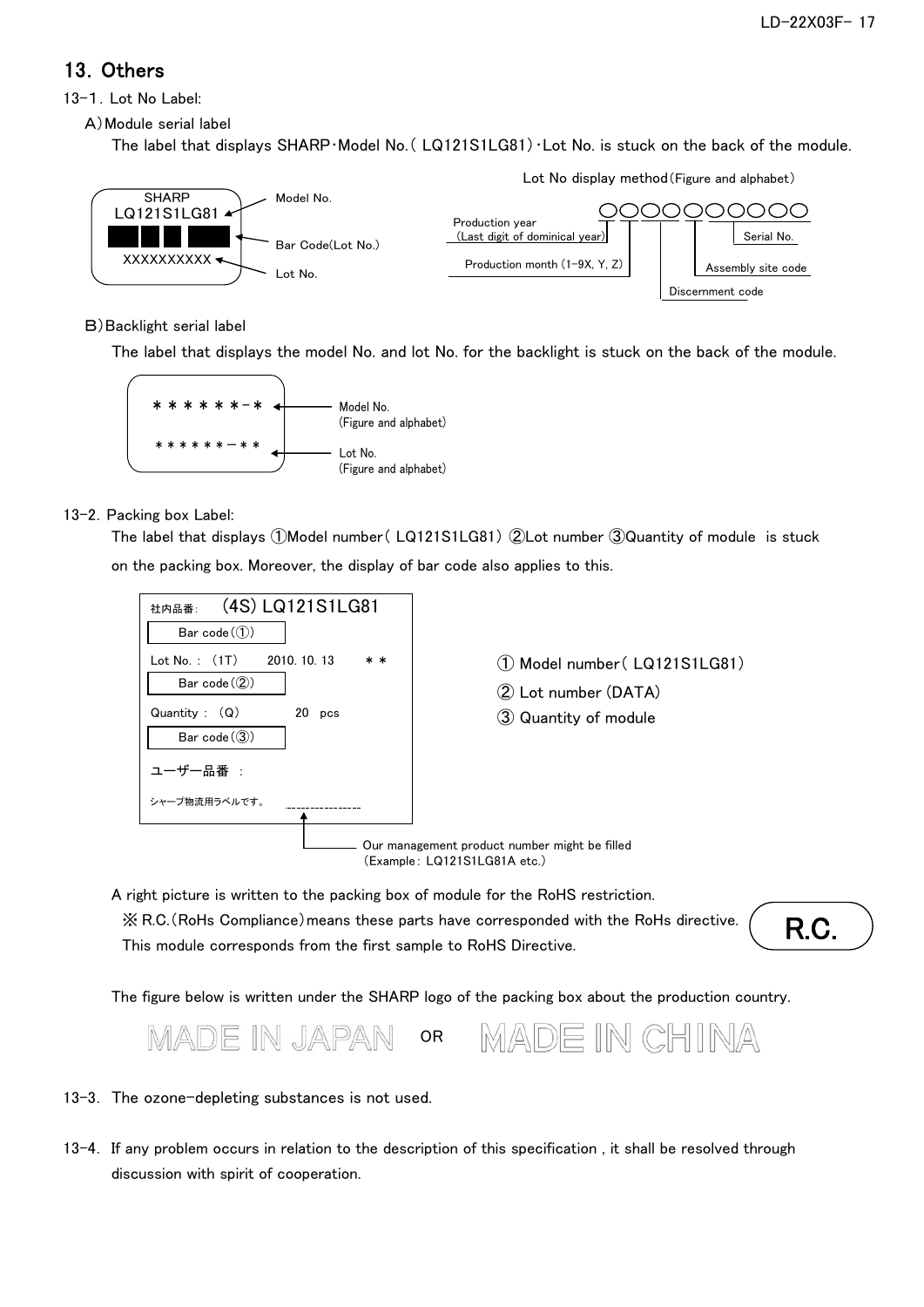# 13. Others

13-1. Lot No Label:

A) Module serial label

The label that displays SHARP・Model No.( LQ121S1LG81)・Lot No. is stuck on the back of the module.

SHARP
LQ121S1LG81 ← Model No.
Bar Code(Lot No.)
XXXXXXXXXX ← Lot No.

Lot No display method (Figure and alphabet)

○○○○○○○○○○

- Production year (Last digit of dominical year)
- Production month (1-9X, Y, Z)
- Discernment code
- Assembly site code
- Serial No.

B) Backlight serial label

The label that displays the model No. and lot No. for the backlight is stuck on the back of the module.

＊＊＊＊＊＊-＊ ← Model No. (Figure and alphabet)

＊＊＊＊＊＊－＊＊ ← Lot No. (Figure and alphabet)

13-2. Packing box Label:

The label that displays ①Model number( LQ121S1LG81) ②Lot number ③Quantity of module is stuck on the packing box. Moreover, the display of bar code also applies to this.

社内品番: (4S) LQ121S1LG81
Bar code(①)
Lot No. : (1T) 2010. 10. 13 ＊＊
Bar code(②)
Quantity : (Q) 20 pcs
Bar code(③)
ユーザー品番 :
シャープ物流用ラベルです。

Our management product number might be filled (Example: LQ121S1LG81A etc.)

① Model number( LQ121S1LG81)
② Lot number (DATA)
③ Quantity of module

A right picture is written to the packing box of module for the RoHS restriction.

※ R.C.(RoHs Compliance) means these parts have corresponded with the RoHs directive.
This module corresponds from the first sample to RoHS Directive.

R.C.

The figure below is written under the SHARP logo of the packing box about the production country.

MADE IN JAPAN OR MADE IN CHINA

13-3. The ozone-depleting substances is not used.

13-4. If any problem occurs in relation to the description of this specification , it shall be resolved through discussion with spirit of cooperation.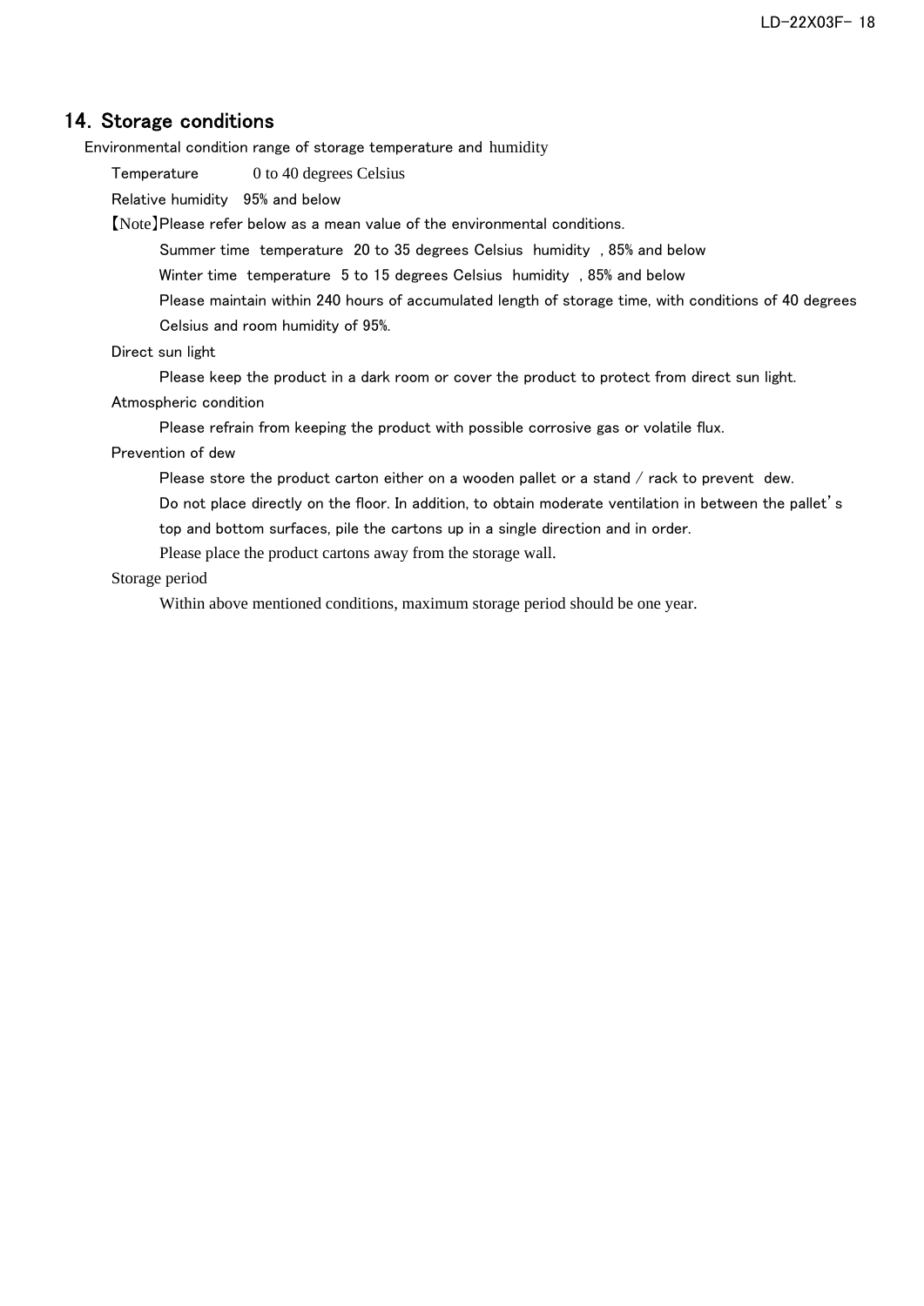## 14. Storage conditions

Environmental condition range of storage temperature and humidity

Temperature 0 to 40 degrees Celsius

Relative humidity 95% and below

【Note】Please refer below as a mean value of the environmental conditions.

Summer time temperature 20 to 35 degrees Celsius humidity , 85% and below

Winter time temperature 5 to 15 degrees Celsius humidity , 85% and below

Please maintain within 240 hours of accumulated length of storage time, with conditions of 40 degrees Celsius and room humidity of 95%.

Direct sun light

Please keep the product in a dark room or cover the product to protect from direct sun light.

Atmospheric condition

Please refrain from keeping the product with possible corrosive gas or volatile flux.

Prevention of dew

Please store the product carton either on a wooden pallet or a stand / rack to prevent dew.

Do not place directly on the floor. In addition, to obtain moderate ventilation in between the pallet's top and bottom surfaces, pile the cartons up in a single direction and in order.

Please place the product cartons away from the storage wall.

Storage period

Within above mentioned conditions, maximum storage period should be one year.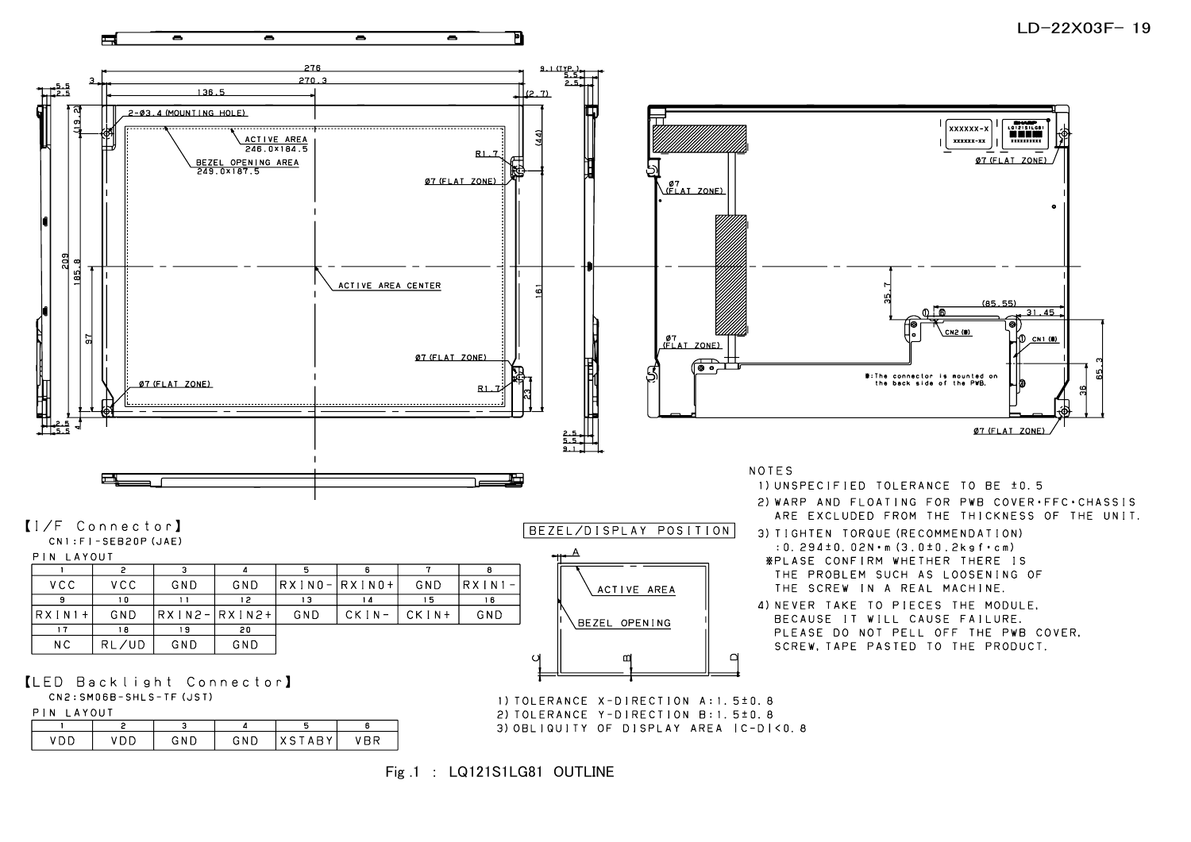【I/F Connector】

CN1:FI-SEB20P(JAE)

PIN LAYOUT

| 1 | 2 | 3 | 4 | 5 | 6 | 7 | 8 |
|---|---|---|---|---|---|---|---|
| VCC | VCC | GND | GND | RXIN0- | RXIN0+ | GND | RXIN1- |
| 9 | 10 | 11 | 12 | 13 | 14 | 15 | 16 |
| RXIN1+ | GND | RXIN2- | RXIN2+ | GND | CKIN- | CKIN+ | GND |
| 17 | 18 | 19 | 20 | | | | |
| NC | RL/UD | GND | GND | | | | |

【LED Backlight Connector】

CN2:SM06B-SHLS-TF(JST)

PIN LAYOUT

| 1 | 2 | 3 | 4 | 5 | 6 |
|---|---|---|---|---|---|
| VDD | VDD | GND | GND | XSTABY | VBR |

BEZEL/DISPLAY POSITION

1) TOLERANCE X-DIRECTION A:1.5±0.8
2) TOLERANCE Y-DIRECTION B:1.5±0.8
3) OBLIQUITY OF DISPLAY AREA |C-D|<0.8

NOTES

1) UNSPECIFIED TOLERANCE TO BE ±0.5
2) WARP AND FLOATING FOR PWB COVER・FFC・CHASSIS ARE EXCLUDED FROM THE THICKNESS OF THE UNIT.
3) TIGHTEN TORQUE(RECOMMENDATION) :0.294±0.02N・m(3.0±0.2kgf・cm)
※PLASE CONFIRM WHETHER THERE IS THE PROBLEM SUCH AS LOOSENING OF THE SCREW IN A REAL MACHINE.
4) NEVER TAKE TO PIECES THE MODULE, BECAUSE IT WILL CAUSE FAILURE. PLEASE DO NOT PELL OFF THE PWB COVER, SCREW, TAPE PASTED TO THE PRODUCT.

Fig.1 : LQ121S1LG81 OUTLINE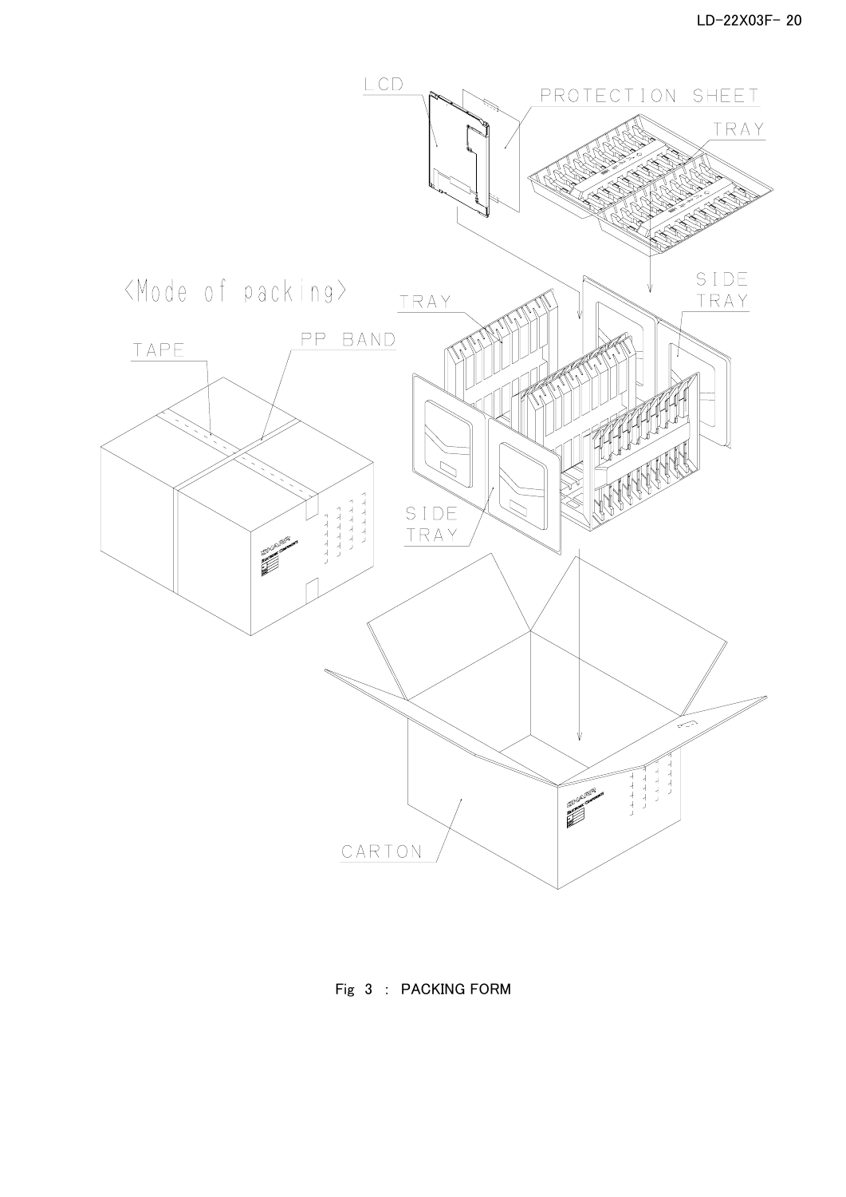LCD

PROTECTION SHEET

TRAY

<Mode of packing>

SIDE TRAY

TRAY

TAPE

PP BAND

SIDE TRAY

CARTON

Fig 3 : PACKING FORM